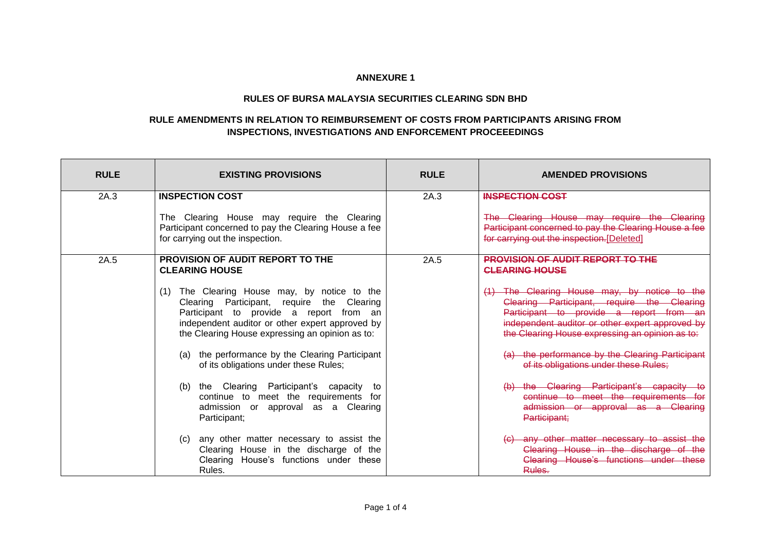**ANNEXURE 1**

**RULES OF BURSA MALAYSIA SECURITIES CLEARING SDN BHD**

**RULE AMENDMENTS IN RELATION TO REIMBURSEMENT OF COSTS FROM PARTICIPANTS ARISING FROM INSPECTIONS, INVESTIGATIONS AND ENFORCEMENT PROCEEEDINGS**

| RULE | EXISTING PROVISIONS | RULE | AMENDED PROVISIONS |
|---|---|---|---|
| 2A.3 | **INSPECTION COST**<br><br>The Clearing House may require the Clearing Participant concerned to pay the Clearing House a fee for carrying out the inspection. | 2A.3 | ~~**INSPECTION COST**~~<br><br>~~The Clearing House may require the Clearing Participant concerned to pay the Clearing House a fee for carrying out the inspection.~~[Deleted] |
| 2A.5 | **PROVISION OF AUDIT REPORT TO THE CLEARING HOUSE**<br><br>(1) The Clearing House may, by notice to the Clearing Participant, require the Clearing Participant to provide a report from an independent auditor or other expert approved by the Clearing House expressing an opinion as to:<br><br>(a) the performance by the Clearing Participant of its obligations under these Rules;<br><br>(b) the Clearing Participant's capacity to continue to meet the requirements for admission or approval as a Clearing Participant;<br><br>(c) any other matter necessary to assist the Clearing House in the discharge of the Clearing House's functions under these Rules. | 2A.5 | ~~**PROVISION OF AUDIT REPORT TO THE CLEARING HOUSE**~~<br><br>~~(1) The Clearing House may, by notice to the Clearing Participant, require the Clearing Participant to provide a report from an independent auditor or other expert approved by the Clearing House expressing an opinion as to:~~<br><br>~~(a) the performance by the Clearing Participant of its obligations under these Rules;~~<br><br>~~(b) the Clearing Participant's capacity to continue to meet the requirements for admission or approval as a Clearing Participant;~~<br><br>~~(c) any other matter necessary to assist the Clearing House in the discharge of the Clearing House's functions under these Rules.~~ |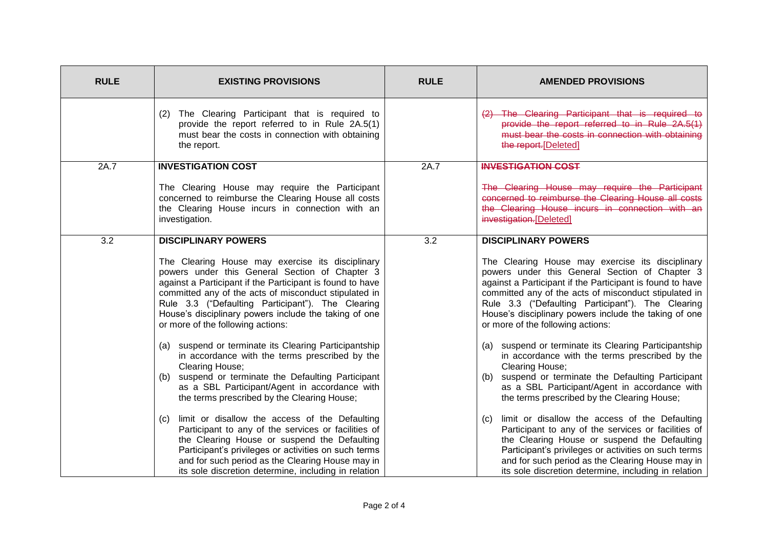| RULE | EXISTING PROVISIONS | RULE | AMENDED PROVISIONS |
|---|---|---|---|
| | (2) The Clearing Participant that is required to provide the report referred to in Rule 2A.5(1) must bear the costs in connection with obtaining the report. | | ~~(2) The Clearing Participant that is required to provide the report referred to in Rule 2A.5(1) must bear the costs in connection with obtaining the report.~~[Deleted] |
| 2A.7 | **INVESTIGATION COST**<br><br>The Clearing House may require the Participant concerned to reimburse the Clearing House all costs the Clearing House incurs in connection with an investigation. | 2A.7 | ~~**INVESTIGATION COST**~~<br><br>~~The Clearing House may require the Participant concerned to reimburse the Clearing House all costs the Clearing House incurs in connection with an investigation.~~[Deleted] |
| 3.2 | **DISCIPLINARY POWERS**<br><br>The Clearing House may exercise its disciplinary powers under this General Section of Chapter 3 against a Participant if the Participant is found to have committed any of the acts of misconduct stipulated in Rule 3.3 ("Defaulting Participant"). The Clearing House's disciplinary powers include the taking of one or more of the following actions:<br><br>(a) suspend or terminate its Clearing Participantship in accordance with the terms prescribed by the Clearing House;<br>(b) suspend or terminate the Defaulting Participant as a SBL Participant/Agent in accordance with the terms prescribed by the Clearing House;<br><br>(c) limit or disallow the access of the Defaulting Participant to any of the services or facilities of the Clearing House or suspend the Defaulting Participant's privileges or activities on such terms and for such period as the Clearing House may in its sole discretion determine, including in relation | 3.2 | **DISCIPLINARY POWERS**<br><br>The Clearing House may exercise its disciplinary powers under this General Section of Chapter 3 against a Participant if the Participant is found to have committed any of the acts of misconduct stipulated in Rule 3.3 ("Defaulting Participant"). The Clearing House's disciplinary powers include the taking of one or more of the following actions:<br><br>(a) suspend or terminate its Clearing Participantship in accordance with the terms prescribed by the Clearing House;<br>(b) suspend or terminate the Defaulting Participant as a SBL Participant/Agent in accordance with the terms prescribed by the Clearing House;<br><br>(c) limit or disallow the access of the Defaulting Participant to any of the services or facilities of the Clearing House or suspend the Defaulting Participant's privileges or activities on such terms and for such period as the Clearing House may in its sole discretion determine, including in relation |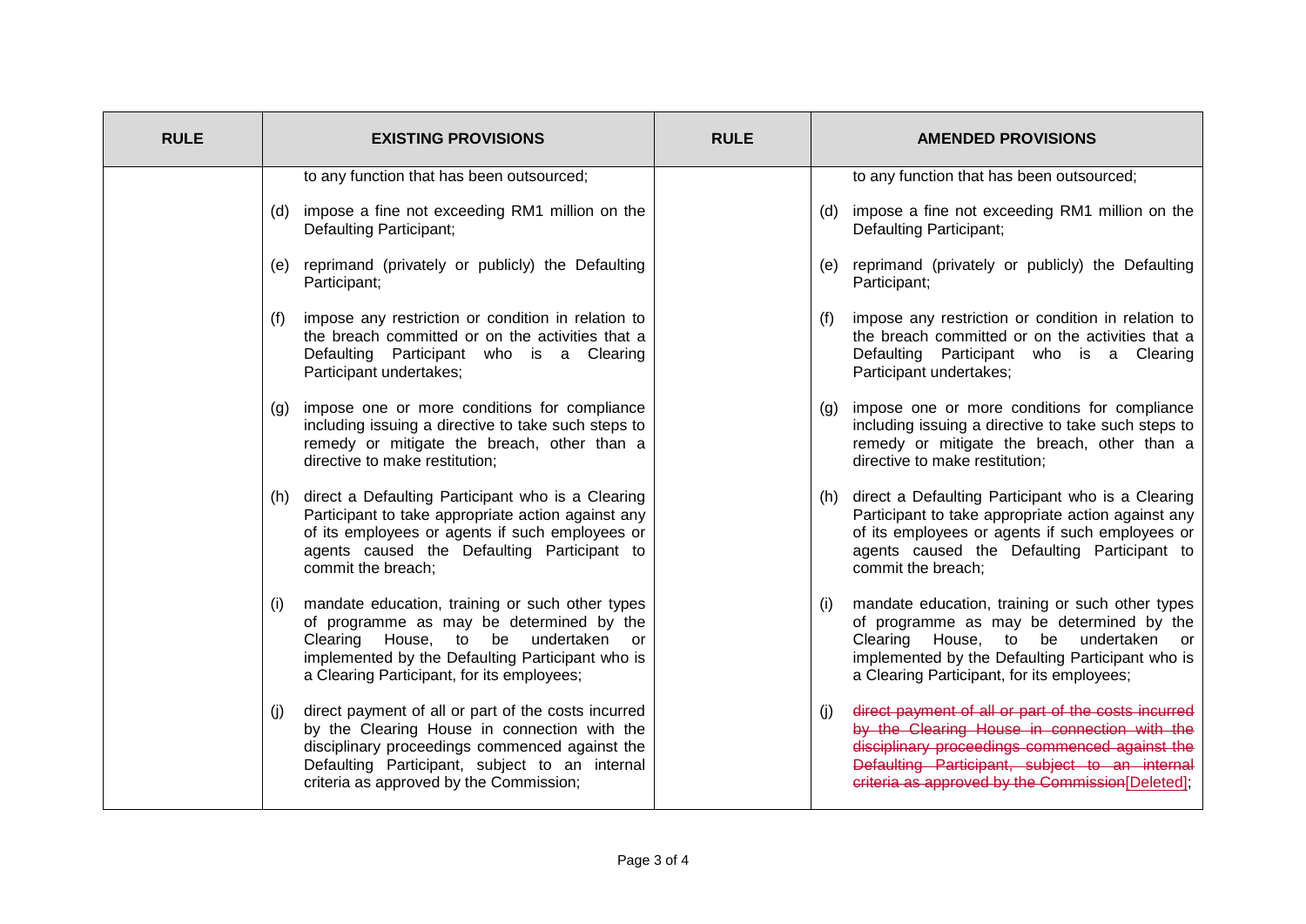| RULE | EXISTING PROVISIONS | RULE | AMENDED PROVISIONS |
|---|---|---|---|
| | to any function that has been outsourced;<br><br>(d) impose a fine not exceeding RM1 million on the Defaulting Participant;<br><br>(e) reprimand (privately or publicly) the Defaulting Participant;<br><br>(f) impose any restriction or condition in relation to the breach committed or on the activities that a Defaulting Participant who is a Clearing Participant undertakes;<br><br>(g) impose one or more conditions for compliance including issuing a directive to take such steps to remedy or mitigate the breach, other than a directive to make restitution;<br><br>(h) direct a Defaulting Participant who is a Clearing Participant to take appropriate action against any of its employees or agents if such employees or agents caused the Defaulting Participant to commit the breach;<br><br>(i) mandate education, training or such other types of programme as may be determined by the Clearing House, to be undertaken or implemented by the Defaulting Participant who is a Clearing Participant, for its employees;<br><br>(j) direct payment of all or part of the costs incurred by the Clearing House in connection with the disciplinary proceedings commenced against the Defaulting Participant, subject to an internal criteria as approved by the Commission; | | to any function that has been outsourced;<br><br>(d) impose a fine not exceeding RM1 million on the Defaulting Participant;<br><br>(e) reprimand (privately or publicly) the Defaulting Participant;<br><br>(f) impose any restriction or condition in relation to the breach committed or on the activities that a Defaulting Participant who is a Clearing Participant undertakes;<br><br>(g) impose one or more conditions for compliance including issuing a directive to take such steps to remedy or mitigate the breach, other than a directive to make restitution;<br><br>(h) direct a Defaulting Participant who is a Clearing Participant to take appropriate action against any of its employees or agents if such employees or agents caused the Defaulting Participant to commit the breach;<br><br>(i) mandate education, training or such other types of programme as may be determined by the Clearing House, to be undertaken or implemented by the Defaulting Participant who is a Clearing Participant, for its employees;<br><br>(j) ~~direct payment of all or part of the costs incurred by the Clearing House in connection with the disciplinary proceedings commenced against the Defaulting Participant, subject to an internal criteria as approved by the Commission~~[Deleted]; |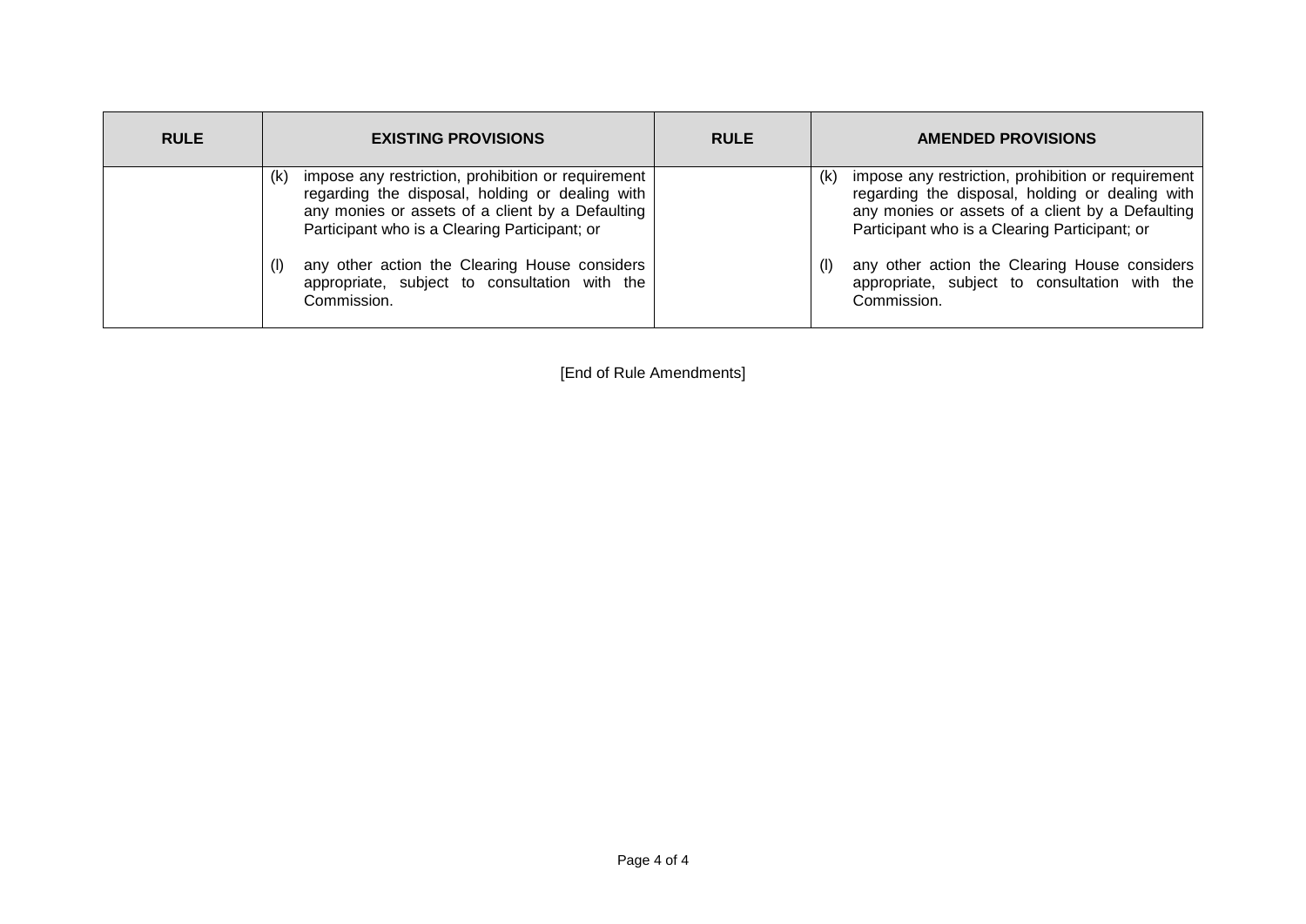| RULE | EXISTING PROVISIONS | RULE | AMENDED PROVISIONS |
|---|---|---|---|
| | (k) impose any restriction, prohibition or requirement regarding the disposal, holding or dealing with any monies or assets of a client by a Defaulting Participant who is a Clearing Participant; or<br><br>(l) any other action the Clearing House considers appropriate, subject to consultation with the Commission. | | (k) impose any restriction, prohibition or requirement regarding the disposal, holding or dealing with any monies or assets of a client by a Defaulting Participant who is a Clearing Participant; or<br><br>(l) any other action the Clearing House considers appropriate, subject to consultation with the Commission. |

[End of Rule Amendments]